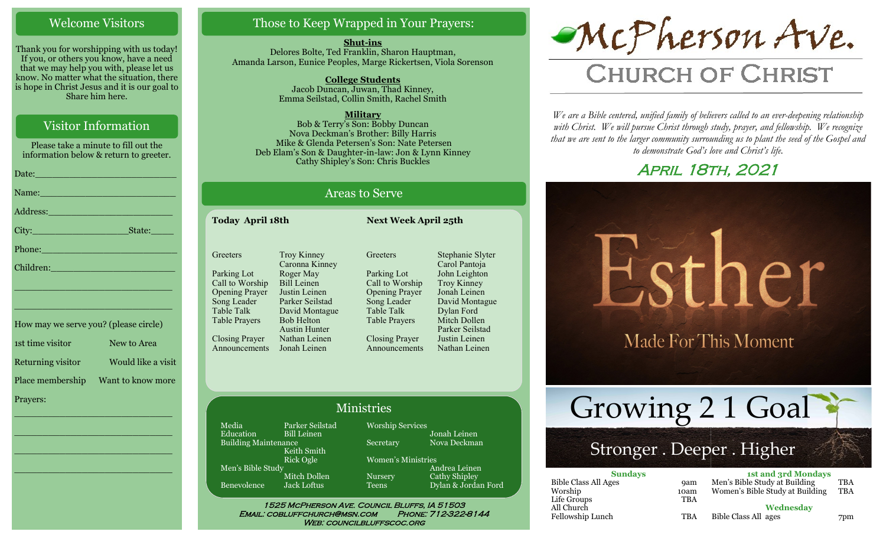## Welcome Visitors

Thank you for worshipping with us today! If you, or others you know, have a need that we may help you with, please let us know. No matter what the situation, there is hope in Christ Jesus and it is our goal to Share him here.

## Visitor Information

Please take a minute to fill out the information below & return to greeter.

Date:_______________________

Name:_______________________

Address:_____________________

City:_________________State:_____

Phone:______________________

Children:____________________

_____________________________

_____________________________

How may we serve you? (please circle)

| | |
|---|---|
| 1st time visitor | New to Area |
| Returning visitor | Would like a visit |
| Place membership | Want to know more |

Prayers:

_____________________________

_____________________________

_____________________________

_____________________________

## Those to Keep Wrapped in Your Prayers:

**Shut-ins**
Delores Bolte, Ted Franklin, Sharon Hauptman, Amanda Larson, Eunice Peoples, Marge Rickertsen, Viola Sorenson

**College Students**
Jacob Duncan, Juwan, Thad Kinney, Emma Seilstad, Collin Smith, Rachel Smith

**Military**
Bob & Terry's Son: Bobby Duncan
Nova Deckman's Brother: Billy Harris
Mike & Glenda Petersen's Son: Nate Petersen
Deb Elam's Son & Daughter-in-law: Jon & Lynn Kinney
Cathy Shipley's Son: Chris Buckles

## Areas to Serve

| **Today April 18th** | | **Next Week April 25th** | |
|---|---|---|---|
| Greeters | Troy Kinney, Caronna Kinney | Greeters | Stephanie Slyter, Carol Pantoja |
| Parking Lot | Roger May | Parking Lot | John Leighton |
| Call to Worship | Bill Leinen | Call to Worship | Troy Kinney |
| Opening Prayer | Justin Leinen | Opening Prayer | Jonah Leinen |
| Song Leader | Parker Seilstad | Song Leader | David Montague |
| Table Talk | David Montague | Table Talk | Dylan Ford |
| Table Prayers | Bob Helton, Austin Hunter | Table Prayers | Mitch Dollen, Parker Seilstad |
| Closing Prayer | Nathan Leinen | Closing Prayer | Justin Leinen |
| Announcements | Jonah Leinen | Announcements | Nathan Leinen |

## Ministries

| | | | |
|---|---|---|---|
| Media | Parker Seilstad | Worship Services | Jonah Leinen |
| Education | Bill Leinen | Secretary | Nova Deckman |
| Building Maintenance | Keith Smith, Rick Ogle | Women's Ministries | Andrea Leinen |
| Men's Bible Study | Mitch Dollen | Nursery | Cathy Shipley |
| Benevolence | Jack Loftus | Teens | Dylan & Jordan Ford |

1525 McPherson Ave. Council Bluffs, IA 51503
Email: cobluffchurch@msn.com Phone: 712-322-8144
Web: councilbluffscoc.org

# McPherson Ave.
# Church of Christ

*We are a Bible centered, unified family of believers called to an ever-deepening relationship with Christ. We will pursue Christ through study, prayer, and fellowship. We recognize that we are sent to the larger community surrounding us to plant the seed of the Gospel and to demonstrate God's love and Christ's life.*

## April 18th, 2021

Esther
Made For This Moment

Growing 2 1 Goal
Stronger . Deeper . Higher

| **Sundays** | | **1st and 3rd Mondays** | |
|---|---|---|---|
| Bible Class All Ages | 9am | Men's Bible Study at Building | TBA |
| Worship | 10am | Women's Bible Study at Building | TBA |
| Life Groups | TBA | | |
| All Church Fellowship Lunch | TBA | **Wednesday** | |
| | | Bible Class All ages | 7pm |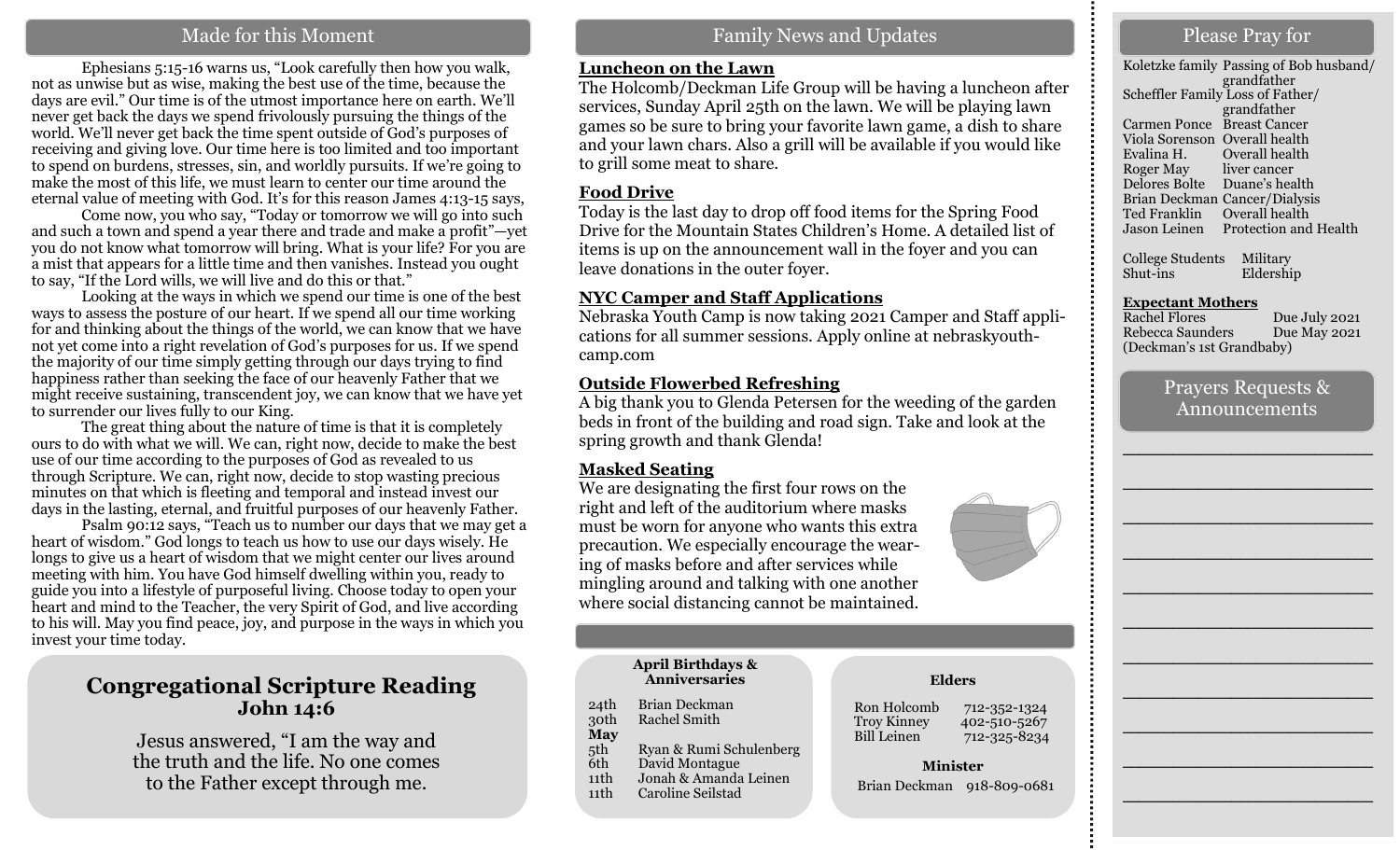## Made for this Moment

Ephesians 5:15-16 warns us, "Look carefully then how you walk, not as unwise but as wise, making the best use of the time, because the days are evil." Our time is of the utmost importance here on earth. We'll never get back the days we spend frivolously pursuing the things of the world. We'll never get back the time spent outside of God's purposes of receiving and giving love. Our time here is too limited and too important to spend on burdens, stresses, sin, and worldly pursuits. If we're going to make the most of this life, we must learn to center our time around the eternal value of meeting with God. It's for this reason James 4:13-15 says,

Come now, you who say, "Today or tomorrow we will go into such and such a town and spend a year there and trade and make a profit"—yet you do not know what tomorrow will bring. What is your life? For you are a mist that appears for a little time and then vanishes. Instead you ought to say, "If the Lord wills, we will live and do this or that."

Looking at the ways in which we spend our time is one of the best ways to assess the posture of our heart. If we spend all our time working for and thinking about the things of the world, we can know that we have not yet come into a right revelation of God's purposes for us. If we spend the majority of our time simply getting through our days trying to find happiness rather than seeking the face of our heavenly Father that we might receive sustaining, transcendent joy, we can know that we have yet to surrender our lives fully to our King.

The great thing about the nature of time is that it is completely ours to do with what we will. We can, right now, decide to make the best use of our time according to the purposes of God as revealed to us through Scripture. We can, right now, decide to stop wasting precious minutes on that which is fleeting and temporal and instead invest our days in the lasting, eternal, and fruitful purposes of our heavenly Father.

Psalm 90:12 says, "Teach us to number our days that we may get a heart of wisdom." God longs to teach us how to use our days wisely. He longs to give us a heart of wisdom that we might center our lives around meeting with him. You have God himself dwelling within you, ready to guide you into a lifestyle of purposeful living. Choose today to open your heart and mind to the Teacher, the very Spirit of God, and live according to his will. May you find peace, joy, and purpose in the ways in which you invest your time today.

## Congregational Scripture Reading
### John 14:6

Jesus answered, "I am the way and the truth and the life. No one comes to the Father except through me.

## Family News and Updates

**Luncheon on the Lawn**

The Holcomb/Deckman Life Group will be having a luncheon after services, Sunday April 25th on the lawn. We will be playing lawn games so be sure to bring your favorite lawn game, a dish to share and your lawn chars. Also a grill will be available if you would like to grill some meat to share.

**Food Drive**

Today is the last day to drop off food items for the Spring Food Drive for the Mountain States Children's Home. A detailed list of items is up on the announcement wall in the foyer and you can leave donations in the outer foyer.

**NYC Camper and Staff Applications**

Nebraska Youth Camp is now taking 2021 Camper and Staff applications for all summer sessions. Apply online at nebraskyouthcamp.com

**Outside Flowerbed Refreshing**

A big thank you to Glenda Petersen for the weeding of the garden beds in front of the building and road sign. Take and look at the spring growth and thank Glenda!

**Masked Seating**

We are designating the first four rows on the right and left of the auditorium where masks must be worn for anyone who wants this extra precaution. We especially encourage the wearing of masks before and after services while mingling around and talking with one another where social distancing cannot be maintained.

### April Birthdays & Anniversaries

| | |
|---|---|
| 24th | Brian Deckman |
| 30th | Rachel Smith |
| **May** | |
| 5th | Ryan & Rumi Schulenberg |
| 6th | David Montague |
| 11th | Jonah & Amanda Leinen |
| 11th | Caroline Seilstad |

### Elders

| | |
|---|---|
| Ron Holcomb | 712-352-1324 |
| Troy Kinney | 402-510-5267 |
| Bill Leinen | 712-325-8234 |

### Minister

Brian Deckman 918-809-0681

## Please Pray for

| | |
|---|---|
| Koletzke family | Passing of Bob husband/ grandfather |
| Scheffler Family | Loss of Father/ grandfather |
| Carmen Ponce | Breast Cancer |
| Viola Sorenson | Overall health |
| Evalina H. | Overall health |
| Roger May | liver cancer |
| Delores Bolte | Duane's health |
| Brian Deckman | Cancer/Dialysis |
| Ted Franklin | Overall health |
| Jason Leinen | Protection and Health |

College Students Military
Shut-ins Eldership

**Expectant Mothers**

| | |
|---|---|
| Rachel Flores | Due July 2021 |
| Rebecca Saunders (Deckman's 1st Grandbaby) | Due May 2021 |

## Prayers Requests & Announcements

\_\_\_\_\_\_\_\_\_\_\_\_\_\_\_\_\_\_\_\_\_\_\_\_

\_\_\_\_\_\_\_\_\_\_\_\_\_\_\_\_\_\_\_\_\_\_\_\_

\_\_\_\_\_\_\_\_\_\_\_\_\_\_\_\_\_\_\_\_\_\_\_\_

\_\_\_\_\_\_\_\_\_\_\_\_\_\_\_\_\_\_\_\_\_\_\_\_

\_\_\_\_\_\_\_\_\_\_\_\_\_\_\_\_\_\_\_\_\_\_\_\_

\_\_\_\_\_\_\_\_\_\_\_\_\_\_\_\_\_\_\_\_\_\_\_\_

\_\_\_\_\_\_\_\_\_\_\_\_\_\_\_\_\_\_\_\_\_\_\_\_

\_\_\_\_\_\_\_\_\_\_\_\_\_\_\_\_\_\_\_\_\_\_\_\_

\_\_\_\_\_\_\_\_\_\_\_\_\_\_\_\_\_\_\_\_\_\_\_\_

\_\_\_\_\_\_\_\_\_\_\_\_\_\_\_\_\_\_\_\_\_\_\_\_

\_\_\_\_\_\_\_\_\_\_\_\_\_\_\_\_\_\_\_\_\_\_\_\_